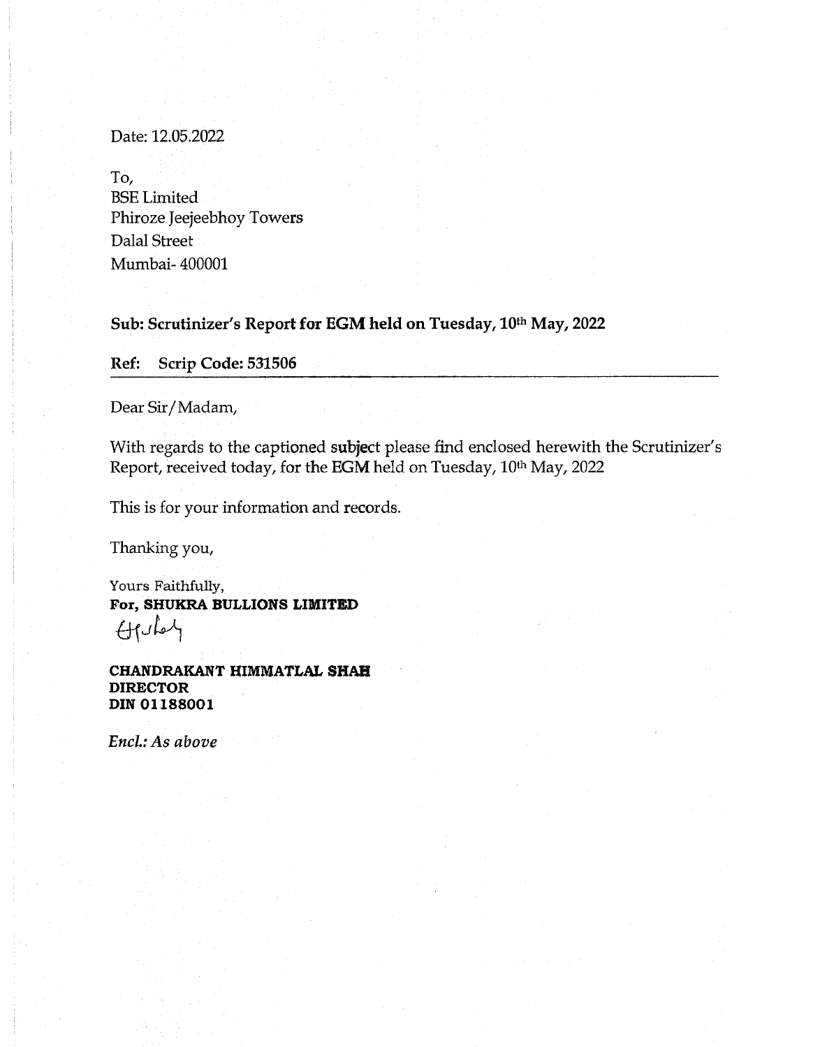Date: 12.05.2022

To,
BSE Limited
Phiroze Jeejeebhoy Towers
Dalal Street
Mumbai- 400001

**Sub: Scrutinizer's Report for EGM held on Tuesday, 10th May, 2022**

**Ref: Scrip Code: 531506**

Dear Sir/Madam,

With regards to the captioned subject please find enclosed herewith the Scrutinizer's Report, received today, for the EGM held on Tuesday, 10th May, 2022

This is for your information and records.

Thanking you,

Yours Faithfully,
**For, SHUKRA BULLIONS LIMITED**

**CHANDRAKANT HIMMATLAL SHAH**
**DIRECTOR**
**DIN 01188001**

*Encl.: As above*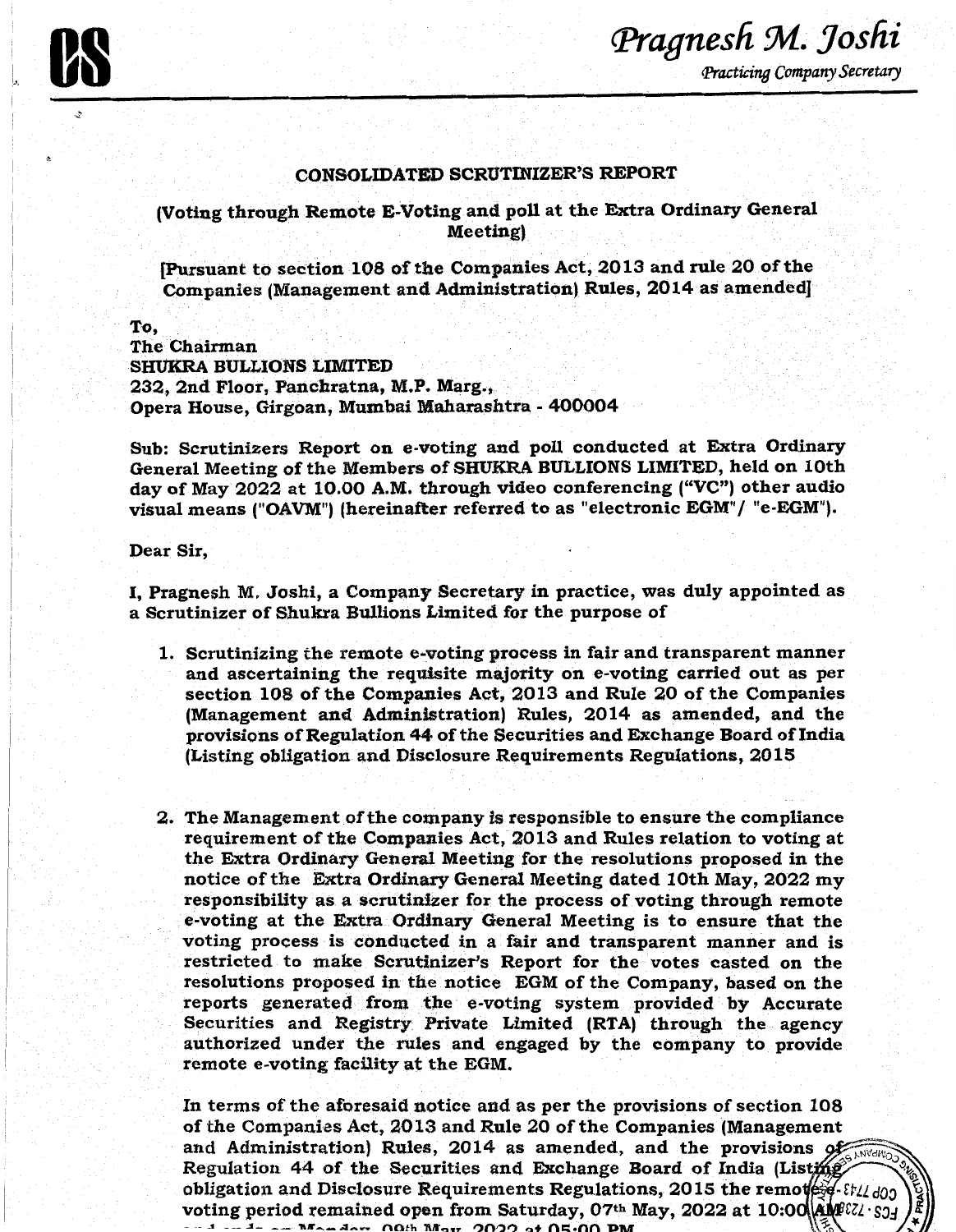# CONSOLIDATED SCRUTINIZER'S REPORT

**(Voting through Remote E-Voting and poll at the Extra Ordinary General Meeting)**

**[Pursuant to section 108 of the Companies Act, 2013 and rule 20 of the Companies (Management and Administration) Rules, 2014 as amended]**

**To,**
**The Chairman**
**SHUKRA BULLIONS LIMITED**
**232, 2nd Floor, Panchratna, M.P. Marg.,**
**Opera House, Girgoan, Mumbai Maharashtra - 400004**

**Sub: Scrutinizers Report on e-voting and poll conducted at Extra Ordinary General Meeting of the Members of SHUKRA BULLIONS LIMITED, held on 10th day of May 2022 at 10.00 A.M. through video conferencing ("VC") other audio visual means ("OAVM") (hereinafter referred to as "electronic EGM"/ "e-EGM").**

**Dear Sir,**

**I, Pragnesh M. Joshi, a Company Secretary in practice, was duly appointed as a Scrutinizer of Shukra Bullions Limited for the purpose of**

1. **Scrutinizing the remote e-voting process in fair and transparent manner and ascertaining the requisite majority on e-voting carried out as per section 108 of the Companies Act, 2013 and Rule 20 of the Companies (Management and Administration) Rules, 2014 as amended, and the provisions of Regulation 44 of the Securities and Exchange Board of India (Listing obligation and Disclosure Requirements Regulations, 2015**

2. **The Management of the company is responsible to ensure the compliance requirement of the Companies Act, 2013 and Rules relation to voting at the Extra Ordinary General Meeting for the resolutions proposed in the notice of the Extra Ordinary General Meeting dated 10th May, 2022 my responsibility as a scrutinizer for the process of voting through remote e-voting at the Extra Ordinary General Meeting is to ensure that the voting process is conducted in a fair and transparent manner and is restricted to make Scrutinizer's Report for the votes casted on the resolutions proposed in the notice EGM of the Company, based on the reports generated from the e-voting system provided by Accurate Securities and Registry Private Limited (RTA) through the agency authorized under the rules and engaged by the company to provide remote e-voting facility at the EGM.**

**In terms of the aforesaid notice and as per the provisions of section 108 of the Companies Act, 2013 and Rule 20 of the Companies (Management and Administration) Rules, 2014 as amended, and the provisions of Regulation 44 of the Securities and Exchange Board of India (Listing obligation and Disclosure Requirements Regulations, 2015 the remote e-voting period remained open from Saturday, 07th May, 2022 at 10:00 AM and ends on Monday, 09th May, 2022 at 05:00 PM**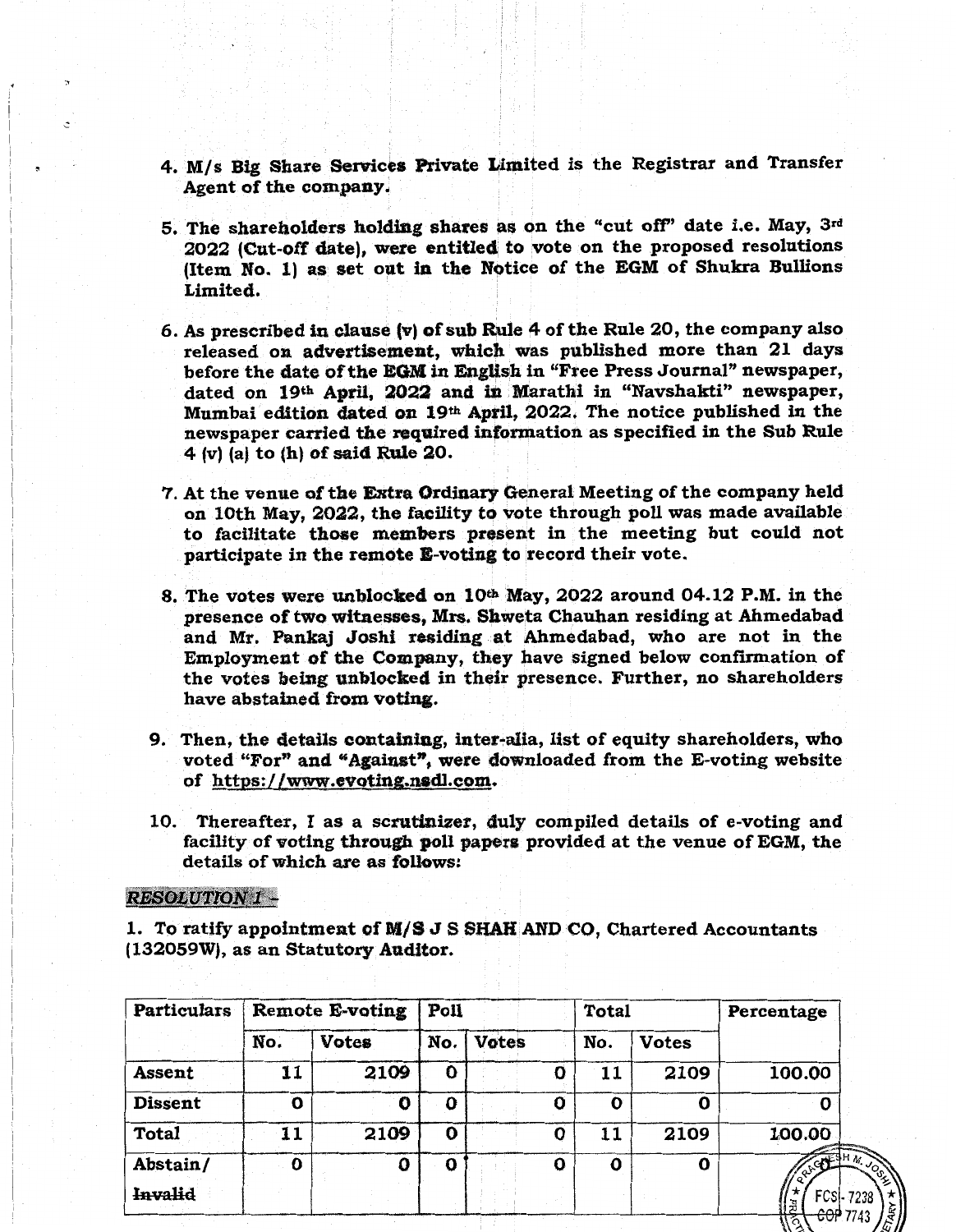4. M/s Big Share Services Private Limited is the Registrar and Transfer Agent of the company.

5. The shareholders holding shares as on the "cut off" date i.e. May, 3rd 2022 (Cut-off date), were entitled to vote on the proposed resolutions (Item No. 1) as set out in the Notice of the EGM of Shukra Bullions Limited.

6. As prescribed in clause (v) of sub Rule 4 of the Rule 20, the company also released on advertisement, which was published more than 21 days before the date of the EGM in English in "Free Press Journal" newspaper, dated on 19th April, 2022 and in Marathi in "Navshakti" newspaper, Mumbai edition dated on 19th April, 2022. The notice published in the newspaper carried the required information as specified in the Sub Rule 4 (v) (a) to (h) of said Rule 20.

7. At the venue of the Extra Ordinary General Meeting of the company held on 10th May, 2022, the facility to vote through poll was made available to facilitate those members present in the meeting but could not participate in the remote E-voting to record their vote.

8. The votes were unblocked on 10th May, 2022 around 04.12 P.M. in the presence of two witnesses, Mrs. Shweta Chauhan residing at Ahmedabad and Mr. Pankaj Joshi residing at Ahmedabad, who are not in the Employment of the Company, they have signed below confirmation of the votes being unblocked in their presence. Further, no shareholders have abstained from voting.

9. Then, the details containing, inter-alia, list of equity shareholders, who voted "For" and "Against", were downloaded from the E-voting website of https://www.evoting.nsdl.com.

10. Thereafter, I as a scrutinizer, duly compiled details of e-voting and facility of voting through poll papers provided at the venue of EGM, the details of which are as follows:

***RESOLUTION 1 –***

1. To ratify appointment of M/S J S SHAH AND CO, Chartered Accountants (132059W), as an Statutory Auditor.

| Particulars | Remote E-voting | | Poll | | Total | | Percentage |
|---|---|---|---|---|---|---|---|
| | No. | Votes | No. | Votes | No. | Votes | |
| Assent | 11 | 2109 | 0 | 0 | 11 | 2109 | 100.00 |
| Dissent | 0 | 0 | 0 | 0 | 0 | 0 | 0 |
| Total | 11 | 2109 | 0 | 0 | 11 | 2109 | 100.00 |
| Abstain/ Invalid | 0 | 0 | 0 | 0 | 0 | 0 | |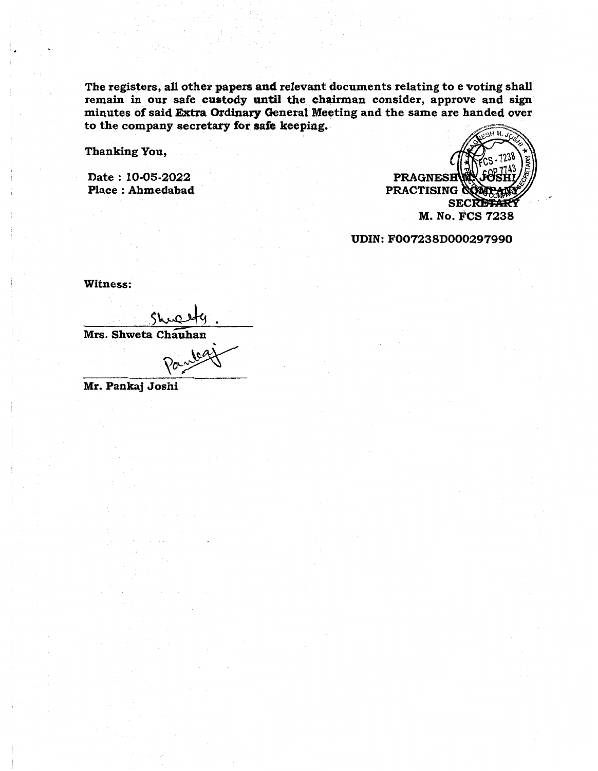The registers, all other papers and relevant documents relating to e voting shall remain in our safe custody until the chairman consider, approve and sign minutes of said Extra Ordinary General Meeting and the same are handed over to the company secretary for safe keeping.

Thanking You,

Date : 10-05-2022
Place : Ahmedabad

PRAGNESH M. JOSHI
PRACTISING COMPANY SECRETARY
M. No. FCS 7238

UDIN: F007238D000297990

Witness:

Mrs. Shweta Chauhan

Mr. Pankaj Joshi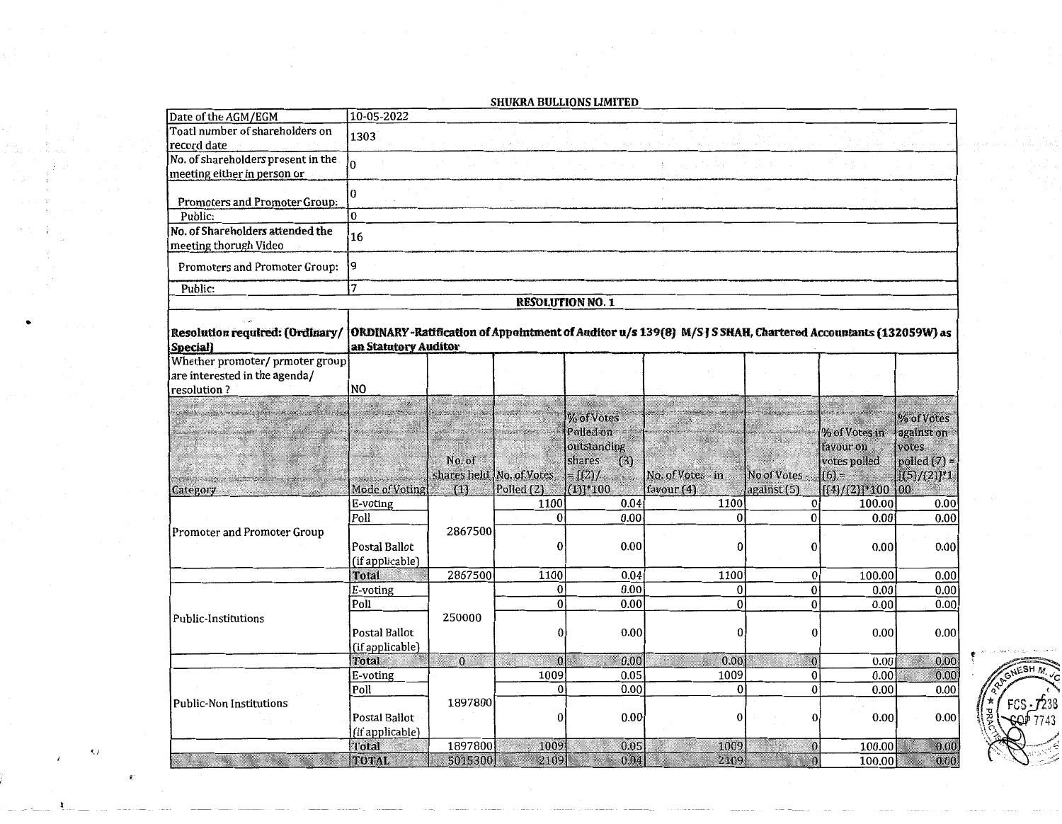# SHUKRA BULLIONS LIMITED

| | |
|---|---|
| Date of the AGM/EGM | 10-05-2022 |
| Toatl number of shareholders on record date | 1303 |
| No. of shareholders present in the meeting either in person or | 0 |
| Promoters and Promoter Group: | 0 |
| Public: | 0 |
| No. of Shareholders attended the meeting thorugh Video | 16 |
| Promoters and Promoter Group: | 9 |
| Public: | 7 |

**RESOLUTION NO. 1**

| | |
|---|---|
| **Resolution required: (Ordinary/ Special)** | **ORDINARY -Ratification of Appointment of Auditor u/s 139(8) M/S J S SHAH, Chartered Accountants (132059W) as an Statutory Auditor** |
| Whether promoter/ prmoter group are interested in the agenda/ resolution ? | NO |

| Category | Mode of Voting | No. of shares held (1) | No. of Votes Polled (2) | % of Votes Polled on outstanding shares (3) = [(2)/(1)]*100 | No. of Votes - in favour (4) | No of Votes - against (5) | % of Votes in favour on votes polled (6) = [(4)/(2)]*100 | % of Votes against on votes polled (7) = [(5)/(2)]*100 |
|---|---|---|---|---|---|---|---|---|
| Promoter and Promoter Group | E-voting | 2867500 | 1100 | 0.04 | 1100 | 0 | 100.00 | 0.00 |
| | Poll | | 0 | 0.00 | 0 | 0 | 0.00 | 0.00 |
| | Postal Ballot (if applicable) | | 0 | 0.00 | 0 | 0 | 0.00 | 0.00 |
| | **Total** | 2867500 | 1100 | 0.04 | 1100 | 0 | 100.00 | 0.00 |
| Public-Institutions | E-voting | 250000 | 0 | 0.00 | 0 | 0 | 0.00 | 0.00 |
| | Poll | | 0 | 0.00 | 0 | 0 | 0.00 | 0.00 |
| | Postal Ballot (if applicable) | | 0 | 0.00 | 0 | 0 | 0.00 | 0.00 |
| | **Total** | 0 | 0 | 0.00 | 0.00 | 0 | 0.00 | 0.00 |
| Public-Non Institutions | E-voting | 1897800 | 1009 | 0.05 | 1009 | 0 | 0.00 | 0.00 |
| | Poll | | 0 | 0.00 | 0 | 0 | 0.00 | 0.00 |
| | Postal Ballot (if applicable) | | 0 | 0.00 | 0 | 0 | 0.00 | 0.00 |
| | **Total** | 1897800 | 1009 | 0.05 | 1009 | 0 | 100.00 | 0.00 |
| | **TOTAL** | 5015300 | 2109 | 0.04 | 2109 | 0 | 100.00 | 0.00 |